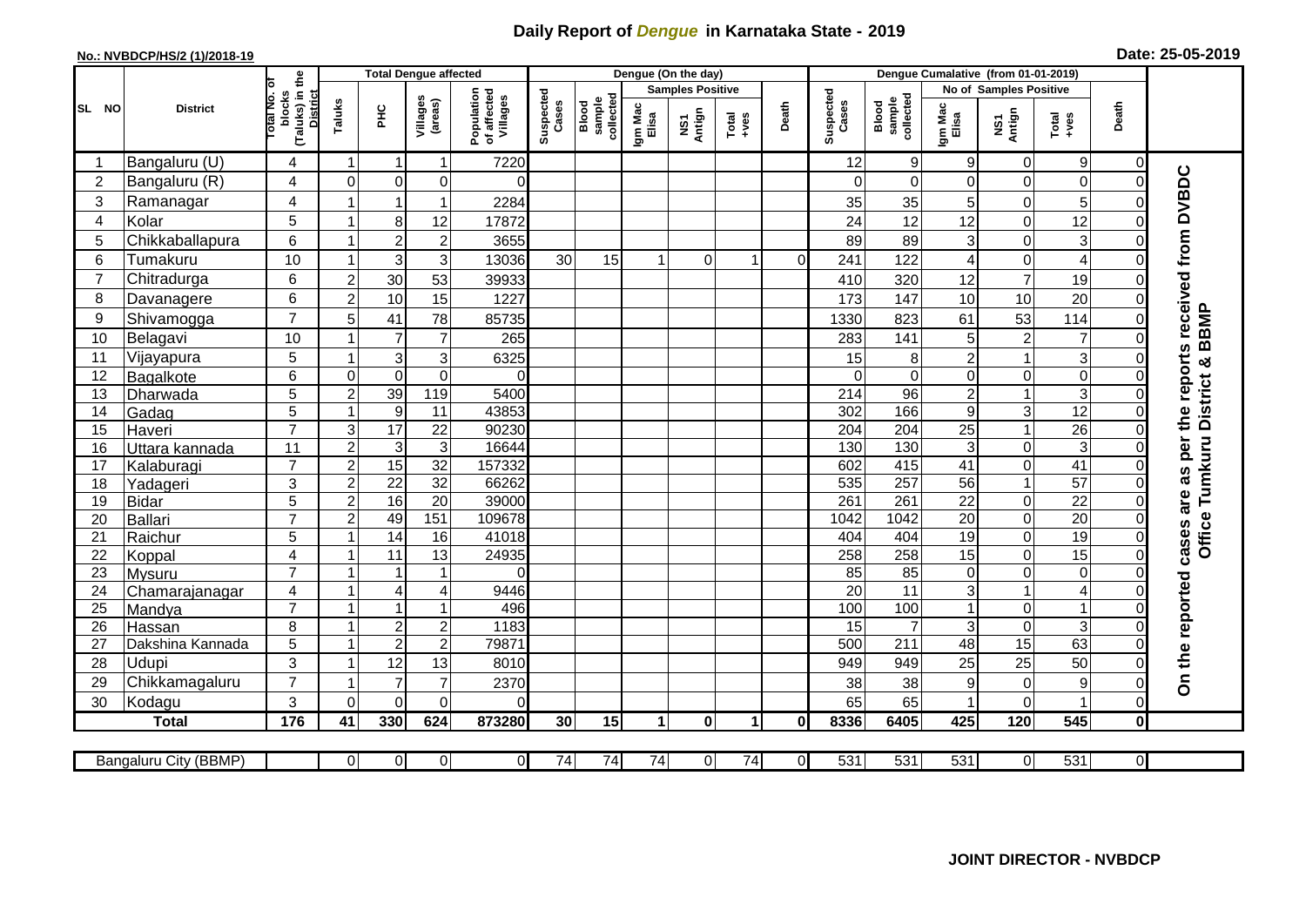# Daily Report of *Dengue* in Karnataka State - 2019

**No.: NVBDCP/HS/2 (1)/2018-19**

**Date: 25-05-2019**

| SL NO | District | Total No. of blocks (Taluks) in the District | Total Dengue affected | | | | Dengue (On the day) | | | | | | Dengue Cumalative (from 01-01-2019) | | | | | | |
|---|---|---|---|---|---|---|---|---|---|---|---|---|---|---|---|---|---|---|---|
| | | | Taluks | PHC | Villages (areas) | Population of affected Villages | Suspected Cases | Blood sample collected | Samples Positive | | | Death | Suspected Cases | Blood sample collected | No of Samples Positive | | | Death | |
| | | | | | | | | | Igm Mac Elisa | NS1 Antign | Total +ves | | | | Igm Mac Elisa | NS1 Antign | Total +ves | | |
| 1 | Bangaluru (U) | 4 | 1 | 1 | 1 | 7220 | | | | | | | 12 | 9 | 9 | 0 | 9 | 0 | On the reported cases are as per the reports received from DVBDC Office Tumkuru District & BBMP |
| 2 | Bangaluru (R) | 4 | 0 | 0 | 0 | 0 | | | | | | | 0 | 0 | 0 | 0 | 0 | 0 | |
| 3 | Ramanagar | 4 | 1 | 1 | 1 | 2284 | | | | | | | 35 | 35 | 5 | 0 | 5 | 0 | |
| 4 | Kolar | 5 | 1 | 8 | 12 | 17872 | | | | | | | 24 | 12 | 12 | 0 | 12 | 0 | |
| 5 | Chikkaballapura | 6 | 1 | 2 | 2 | 3655 | | | | | | | 89 | 89 | 3 | 0 | 3 | 0 | |
| 6 | Tumakuru | 10 | 1 | 3 | 3 | 13036 | 30 | 15 | 1 | 0 | 1 | 0 | 241 | 122 | 4 | 0 | 4 | 0 | |
| 7 | Chitradurga | 6 | 2 | 30 | 53 | 39933 | | | | | | | 410 | 320 | 12 | 7 | 19 | 0 | |
| 8 | Davanagere | 6 | 2 | 10 | 15 | 1227 | | | | | | | 173 | 147 | 10 | 10 | 20 | 0 | |
| 9 | Shivamogga | 7 | 5 | 41 | 78 | 85735 | | | | | | | 1330 | 823 | 61 | 53 | 114 | 0 | |
| 10 | Belagavi | 10 | 1 | 7 | 7 | 265 | | | | | | | 283 | 141 | 5 | 2 | 7 | 0 | |
| 11 | Vijayapura | 5 | 1 | 3 | 3 | 6325 | | | | | | | 15 | 8 | 2 | 1 | 3 | 0 | |
| 12 | Bagalkote | 6 | 0 | 0 | 0 | 0 | | | | | | | 0 | 0 | 0 | 0 | 0 | 0 | |
| 13 | Dharwada | 5 | 2 | 39 | 119 | 5400 | | | | | | | 214 | 96 | 2 | 1 | 3 | 0 | |
| 14 | Gadag | 5 | 1 | 9 | 11 | 43853 | | | | | | | 302 | 166 | 9 | 3 | 12 | 0 | |
| 15 | Haveri | 7 | 3 | 17 | 22 | 90230 | | | | | | | 204 | 204 | 25 | 1 | 26 | 0 | |
| 16 | Uttara kannada | 11 | 2 | 3 | 3 | 16644 | | | | | | | 130 | 130 | 3 | 0 | 3 | 0 | |
| 17 | Kalaburagi | 7 | 2 | 15 | 32 | 157332 | | | | | | | 602 | 415 | 41 | 0 | 41 | 0 | |
| 18 | Yadageri | 3 | 2 | 22 | 32 | 66262 | | | | | | | 535 | 257 | 56 | 1 | 57 | 0 | |
| 19 | Bidar | 5 | 2 | 16 | 20 | 39000 | | | | | | | 261 | 261 | 22 | 0 | 22 | 0 | |
| 20 | Ballari | 7 | 2 | 49 | 151 | 109678 | | | | | | | 1042 | 1042 | 20 | 0 | 20 | 0 | |
| 21 | Raichur | 5 | 1 | 14 | 16 | 41018 | | | | | | | 404 | 404 | 19 | 0 | 19 | 0 | |
| 22 | Koppal | 4 | 1 | 11 | 13 | 24935 | | | | | | | 258 | 258 | 15 | 0 | 15 | 0 | |
| 23 | Mysuru | 7 | 1 | 1 | 1 | 0 | | | | | | | 85 | 85 | 0 | 0 | 0 | 0 | |
| 24 | Chamarajanagar | 4 | 1 | 4 | 4 | 9446 | | | | | | | 20 | 11 | 3 | 1 | 4 | 0 | |
| 25 | Mandya | 7 | 1 | 1 | 1 | 496 | | | | | | | 100 | 100 | 1 | 0 | 1 | 0 | |
| 26 | Hassan | 8 | 1 | 2 | 2 | 1183 | | | | | | | 15 | 7 | 3 | 0 | 3 | 0 | |
| 27 | Dakshina Kannada | 5 | 1 | 2 | 2 | 79871 | | | | | | | 500 | 211 | 48 | 15 | 63 | 0 | |
| 28 | Udupi | 3 | 1 | 12 | 13 | 8010 | | | | | | | 949 | 949 | 25 | 25 | 50 | 0 | |
| 29 | Chikkamagaluru | 7 | 1 | 7 | 7 | 2370 | | | | | | | 38 | 38 | 9 | 0 | 9 | 0 | |
| 30 | Kodagu | 3 | 0 | 0 | 0 | 0 | | | | | | | 65 | 65 | 1 | 0 | 1 | 0 | |
| | **Total** | **176** | **41** | **330** | **624** | **873280** | **30** | **15** | **1** | **0** | **1** | **0** | **8336** | **6405** | **425** | **120** | **545** | **0** | |

| Bangaluru City (BBMP) | | 0 | 0 | 0 | 0 | 74 | 74 | 74 | 0 | 74 | 0 | 531 | 531 | 531 | 0 | 531 | 0 |
|---|---|---|---|---|---|---|---|---|---|---|---|---|---|---|---|---|---|

**JOINT DIRECTOR - NVBDCP**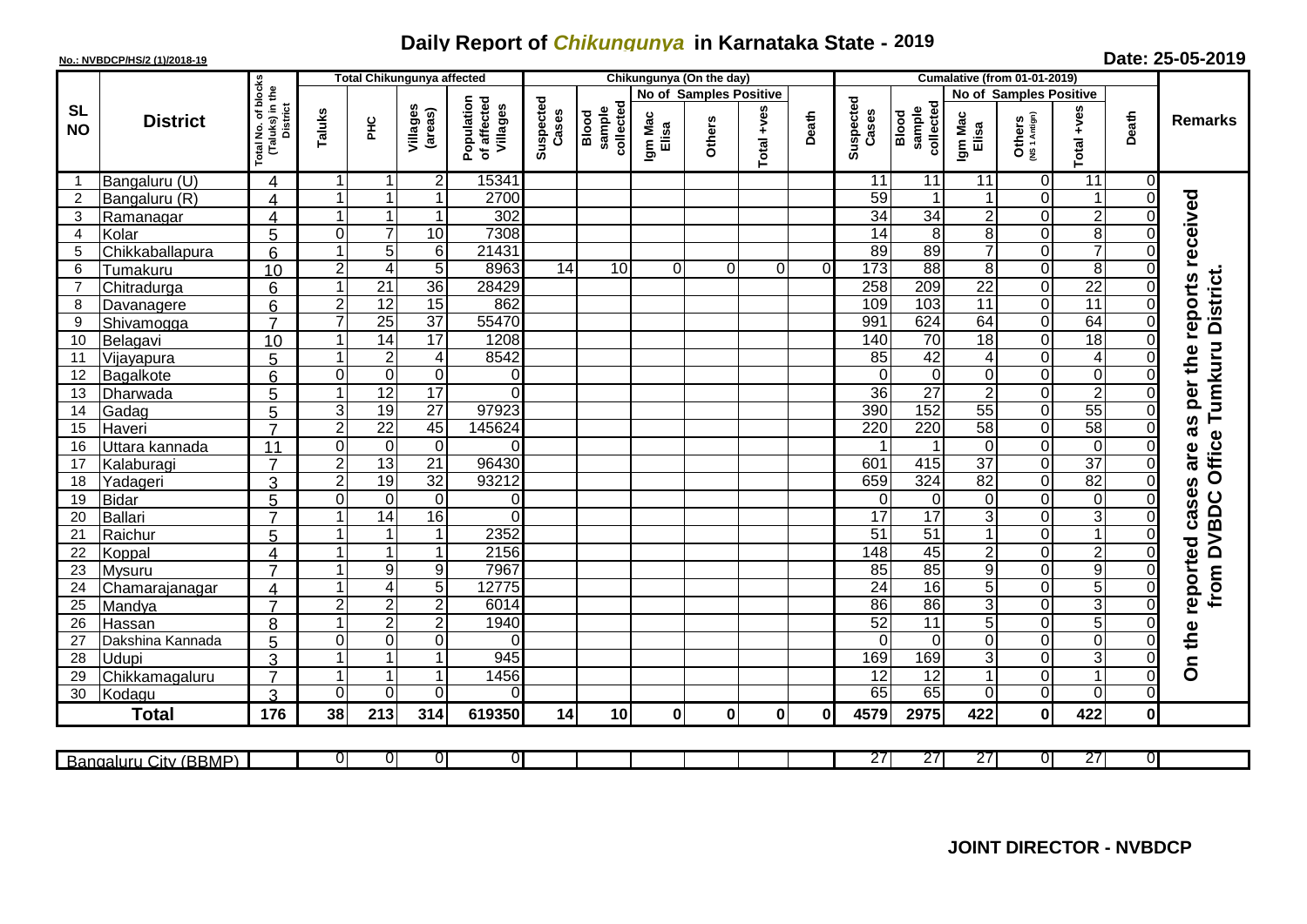# Daily Report of *Chikungunya* in Karnataka State - 2019

**No.: NVBDCP/HS/2 (1)/2018-19**

**Date: 25-05-2019**

| SL NO | District | Total No. of blocks (Taluks) in the District | Total Chikungunya affected | | | | Chikungunya (On the day) | | | | | | | Cumalative (from 01-01-2019) | | | | | | Remarks |
|---|---|---|---|---|---|---|---|---|---|---|---|---|---|---|---|---|---|---|---|---|
| | | | Taluks | PHC | Villages (areas) | Population of affected Villages | Suspected Cases | Blood sample collected | No of Samples Positive | | | Death | Suspected Cases | Blood sample collected | No of Samples Positive | | | Death | |
| | | | | | | | | | Igm Mac Elisa | Others | Total +ves | | | | Igm Mac Elisa | Others (NS1 Antign) | Total +ves | | |
| 1 | Bangaluru (U) | 4 | 1 | 1 | 2 | 15341 | | | | | | | 11 | 11 | 11 | 0 | 11 | 0 | On the reported cases are as per the reports received from DVBDC Office Tumkuru District. |
| 2 | Bangaluru (R) | 4 | 1 | 1 | 1 | 2700 | | | | | | | 59 | 1 | 1 | 0 | 1 | 0 | |
| 3 | Ramanagar | 4 | 1 | 1 | 1 | 302 | | | | | | | 34 | 34 | 2 | 0 | 2 | 0 | |
| 4 | Kolar | 5 | 0 | 7 | 10 | 7308 | | | | | | | 14 | 8 | 8 | 0 | 8 | 0 | |
| 5 | Chikkaballapura | 6 | 1 | 5 | 6 | 21431 | | | | | | | 89 | 89 | 7 | 0 | 7 | 0 | |
| 6 | Tumakuru | 10 | 2 | 4 | 5 | 8963 | 14 | 10 | 0 | 0 | 0 | 0 | 173 | 88 | 8 | 0 | 8 | 0 | |
| 7 | Chitradurga | 6 | 1 | 21 | 36 | 28429 | | | | | | | 258 | 209 | 22 | 0 | 22 | 0 | |
| 8 | Davanagere | 6 | 2 | 12 | 15 | 862 | | | | | | | 109 | 103 | 11 | 0 | 11 | 0 | |
| 9 | Shivamogga | 7 | 7 | 25 | 37 | 55470 | | | | | | | 991 | 624 | 64 | 0 | 64 | 0 | |
| 10 | Belagavi | 10 | 1 | 14 | 17 | 1208 | | | | | | | 140 | 70 | 18 | 0 | 18 | 0 | |
| 11 | Vijayapura | 5 | 1 | 2 | 4 | 8542 | | | | | | | 85 | 42 | 4 | 0 | 4 | 0 | |
| 12 | Bagalkote | 6 | 0 | 0 | 0 | 0 | | | | | | | 0 | 0 | 0 | 0 | 0 | 0 | |
| 13 | Dharwada | 5 | 1 | 12 | 17 | 0 | | | | | | | 36 | 27 | 2 | 0 | 2 | 0 | |
| 14 | Gadag | 5 | 3 | 19 | 27 | 97923 | | | | | | | 390 | 152 | 55 | 0 | 55 | 0 | |
| 15 | Haveri | 7 | 2 | 22 | 45 | 145624 | | | | | | | 220 | 220 | 58 | 0 | 58 | 0 | |
| 16 | Uttara kannada | 11 | 0 | 0 | 0 | 0 | | | | | | | 1 | 1 | 0 | 0 | 0 | 0 | |
| 17 | Kalaburagi | 7 | 2 | 13 | 21 | 96430 | | | | | | | 601 | 415 | 37 | 0 | 37 | 0 | |
| 18 | Yadageri | 3 | 2 | 19 | 32 | 93212 | | | | | | | 659 | 324 | 82 | 0 | 82 | 0 | |
| 19 | Bidar | 5 | 0 | 0 | 0 | 0 | | | | | | | 0 | 0 | 0 | 0 | 0 | 0 | |
| 20 | Ballari | 7 | 1 | 14 | 16 | 0 | | | | | | | 17 | 17 | 3 | 0 | 3 | 0 | |
| 21 | Raichur | 5 | 1 | 1 | 1 | 2352 | | | | | | | 51 | 51 | 1 | 0 | 1 | 0 | |
| 22 | Koppal | 4 | 1 | 1 | 1 | 2156 | | | | | | | 148 | 45 | 2 | 0 | 2 | 0 | |
| 23 | Mysuru | 7 | 1 | 9 | 9 | 7967 | | | | | | | 85 | 85 | 9 | 0 | 9 | 0 | |
| 24 | Chamarajanagar | 4 | 1 | 4 | 5 | 12775 | | | | | | | 24 | 16 | 5 | 0 | 5 | 0 | |
| 25 | Mandya | 7 | 2 | 2 | 2 | 6014 | | | | | | | 86 | 86 | 3 | 0 | 3 | 0 | |
| 26 | Hassan | 8 | 1 | 2 | 2 | 1940 | | | | | | | 52 | 11 | 5 | 0 | 5 | 0 | |
| 27 | Dakshina Kannada | 5 | 0 | 0 | 0 | 0 | | | | | | | 0 | 0 | 0 | 0 | 0 | 0 | |
| 28 | Udupi | 3 | 1 | 1 | 1 | 945 | | | | | | | 169 | 169 | 3 | 0 | 3 | 0 | |
| 29 | Chikkamagaluru | 7 | 1 | 1 | 1 | 1456 | | | | | | | 12 | 12 | 1 | 0 | 1 | 0 | |
| 30 | Kodagu | 3 | 0 | 0 | 0 | 0 | | | | | | | 65 | 65 | 0 | 0 | 0 | 0 | |
| **Total** | | **176** | **38** | **213** | **314** | **619350** | **14** | **10** | **0** | **0** | **0** | **0** | **4579** | **2975** | **422** | **0** | **422** | **0** | |
| Bangaluru City (BBMP) | | | 0 | 0 | 0 | 0 | | | | | | | 27 | 27 | 27 | 0 | 27 | 0 | |

**JOINT DIRECTOR - NVBDCP**